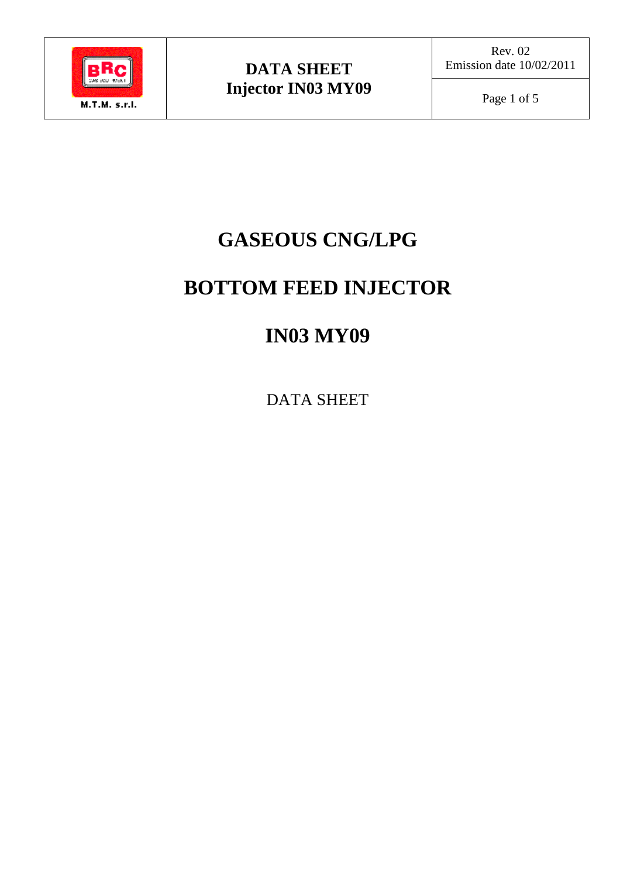# GASEOUS CNG/LPG

# BOTTOM FEED INJECTOR

# IN03 MY09

DATA SHEET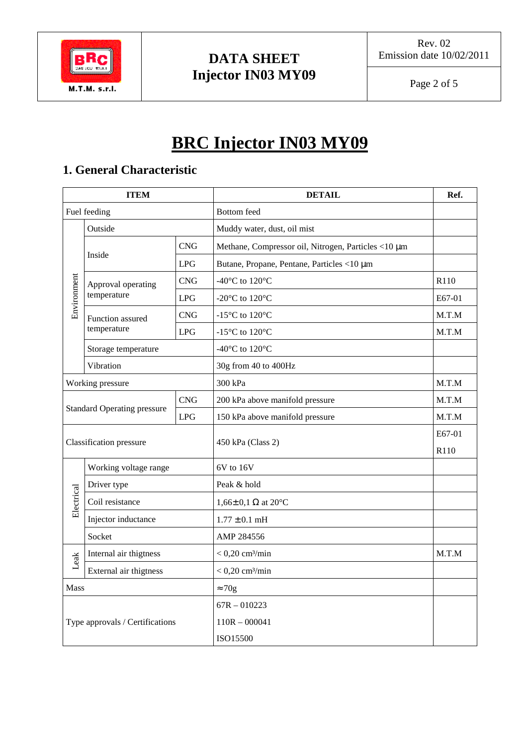# BRC Injector IN03 MY09

## 1. General Characteristic

| ITEM | | | DETAIL | Ref. |
|---|---|---|---|---|
| Fuel feeding | | | Bottom feed | |
| Environment | Outside | | Muddy water, dust, oil mist | |
| | Inside | CNG | Methane, Compressor oil, Nitrogen, Particles <10 µm | |
| | | LPG | Butane, Propane, Pentane, Particles <10 µm | |
| | Approval operating temperature | CNG | -40°C to 120°C | R110 |
| | | LPG | -20°C to 120°C | E67-01 |
| | Function assured temperature | CNG | -15°C to 120°C | M.T.M |
| | | LPG | -15°C to 120°C | M.T.M |
| | Storage temperature | | -40°C to 120°C | |
| | Vibration | | 30g from 40 to 400Hz | |
| Working pressure | | | 300 kPa | M.T.M |
| Standard Operating pressure | | CNG | 200 kPa above manifold pressure | M.T.M |
| | | LPG | 150 kPa above manifold pressure | M.T.M |
| Classification pressure | | | 450 kPa (Class 2) | E67-01<br>R110 |
| Electrical | Working voltage range | | 6V to 16V | |
| | Driver type | | Peak & hold | |
| | Coil resistance | | 1,66±0,1 Ω at 20°C | |
| | Injector inductance | | 1.77 ±0.1 mH | |
| | Socket | | AMP 284556 | |
| Leak | Internal air thigtness | | < 0,20 cm³/min | M.T.M |
| | External air thigtness | | < 0,20 cm³/min | |
| Mass | | | ≈70g | |
| Type approvals / Certifications | | | 67R – 010223<br>110R – 000041<br>ISO15500 | |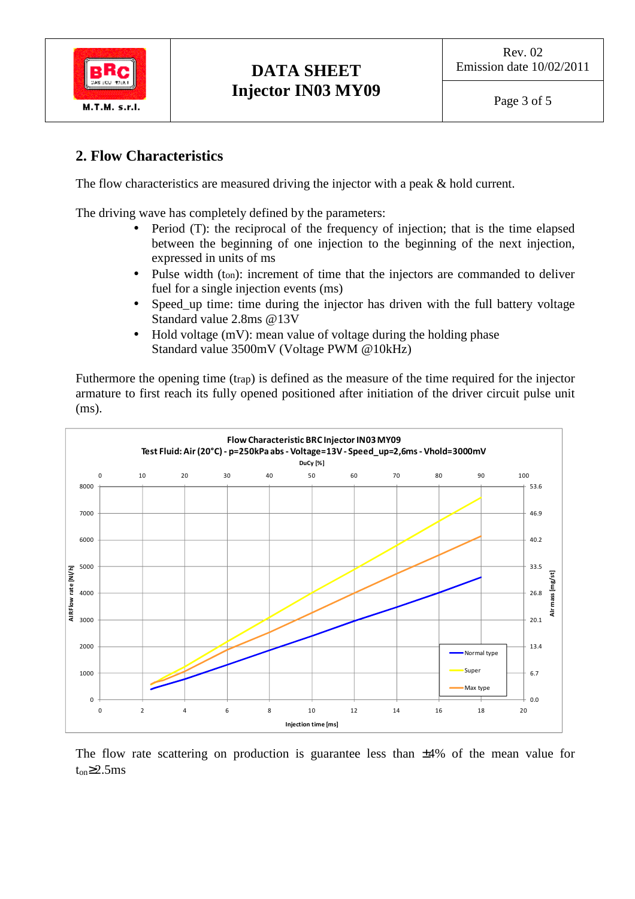## 2. Flow Characteristics

The flow characteristics are measured driving the injector with a peak & hold current.

The driving wave has completely defined by the parameters:

- Period (T): the reciprocal of the frequency of injection; that is the time elapsed between the beginning of one injection to the beginning of the next injection, expressed in units of ms
- Pulse width ($t_{on}$): increment of time that the injectors are commanded to deliver fuel for a single injection events (ms)
- Speed_up time: time during the injector has driven with the full battery voltage Standard value 2.8ms @13V
- Hold voltage (mV): mean value of voltage during the holding phase Standard value 3500mV (Voltage PWM @10kHz)

Futhermore the opening time (trap) is defined as the measure of the time required for the injector armature to first reach its fully opened positioned after initiation of the driver circuit pulse unit (ms).

Flow Characteristic BRC Injector IN03 MY09

Test Fluid: Air (20°C) - p=250kPa abs - Voltage=13V - Speed_up=2,6ms - Vhold=3000mV

DuCy [%]

0 10 20 30 40 50 60 70 80 90 100

AIRFlow rate [Nl/h]

8000 7000 6000 5000 4000 3000 2000 1000 0

Air mass [mg/st]

53.6 46.9 40.2 33.5 26.8 20.1 13.4 6.7 0.0

Normal type

Super

Max type

0 2 4 6 8 10 12 14 16 18 20

Injection time [ms]

The flow rate scattering on production is guarantee less than ±4% of the mean value for $t_{on} \geq 2.5$ms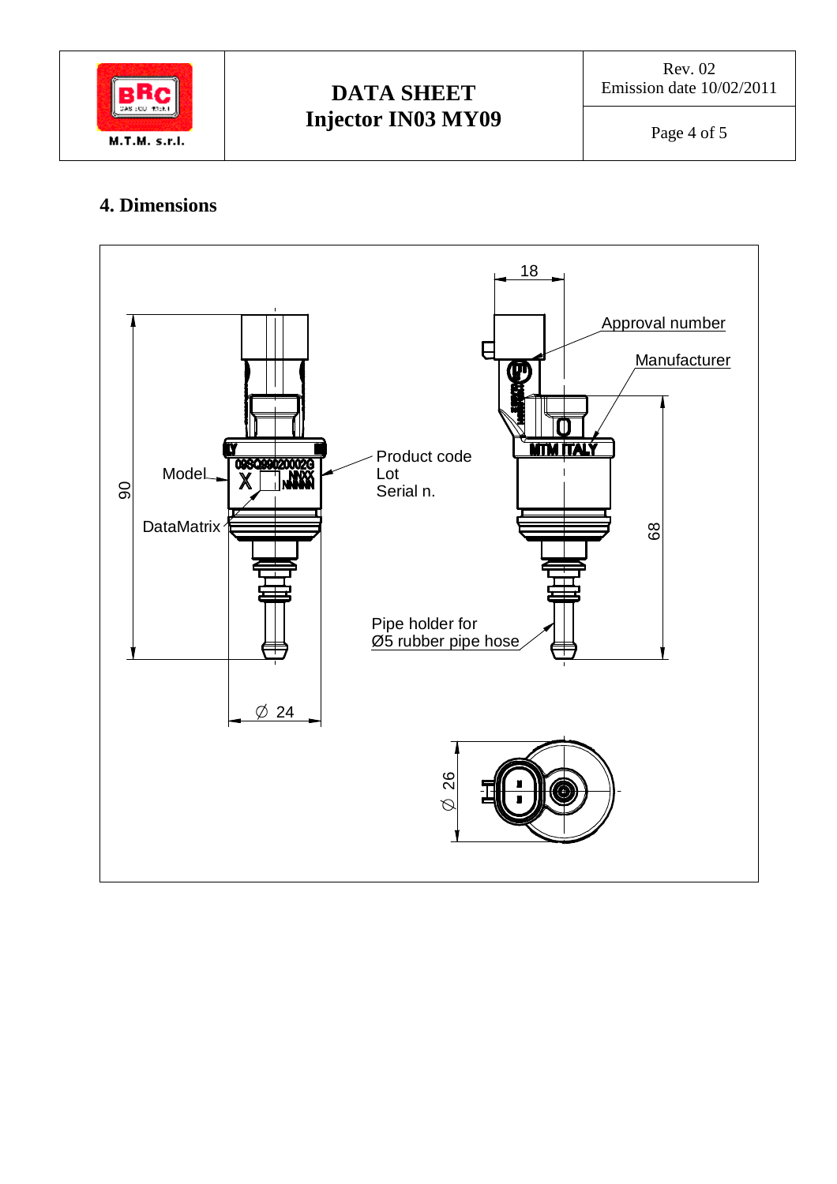## 4. Dimensions

18

Approval number

Manufacturer

90

Model

DataMatrix

Product code
Lot
Serial n.

68

Pipe holder for
Ø5 rubber pipe hose

∅ 24

∅ 26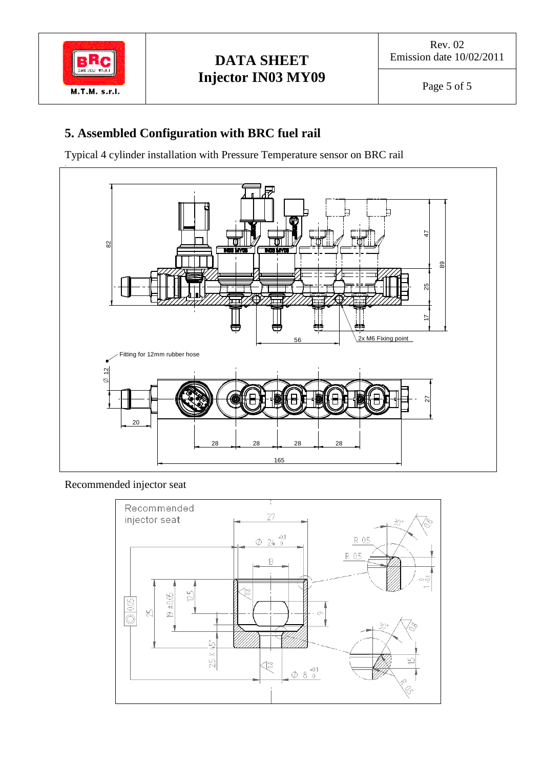## 5. Assembled Configuration with BRC fuel rail

Typical 4 cylinder installation with Pressure Temperature sensor on BRC rail

82

47

89

25

17

56

2x M6 Fixing point

Fitting for 12mm rubber hose

Ø 12

27

20

28

28

28

28

165

Recommended injector seat

Recommended injector seat

27

Ø 24 +0.1 0

13

19 ±0.05

12.5

25

9

2.5 X 45°

Ø 8 +0.1 0

0.05

R 0.5

R 0.5

30°

0.8

1 0 -0.1

1.5

R 0.5